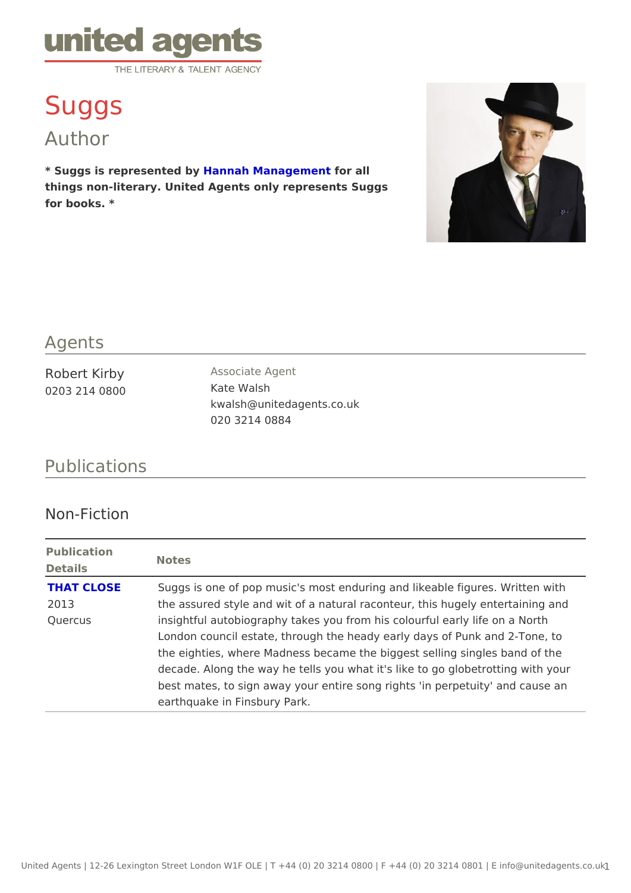# Suggs

## Author

**\* Suggs is represented by Hannah Management for all things non-literary. United Agents only represents Suggs for books. \***

## Agents

Robert Kirby
0203 214 0800

Associate Agent
Kate Walsh
kwalsh@unitedagents.co.uk
020 3214 0884

## Publications

### Non-Fiction

| Publication Details | Notes |
|---|---|
| **THAT CLOSE**<br>2013<br>Quercus | Suggs is one of pop music's most enduring and likeable figures. Written with the assured style and wit of a natural raconteur, this hugely entertaining and insightful autobiography takes you from his colourful early life on a North London council estate, through the heady early days of Punk and 2-Tone, to the eighties, where Madness became the biggest selling singles band of the decade. Along the way he tells you what it's like to go globetrotting with your best mates, to sign away your entire song rights 'in perpetuity' and cause an earthquake in Finsbury Park. |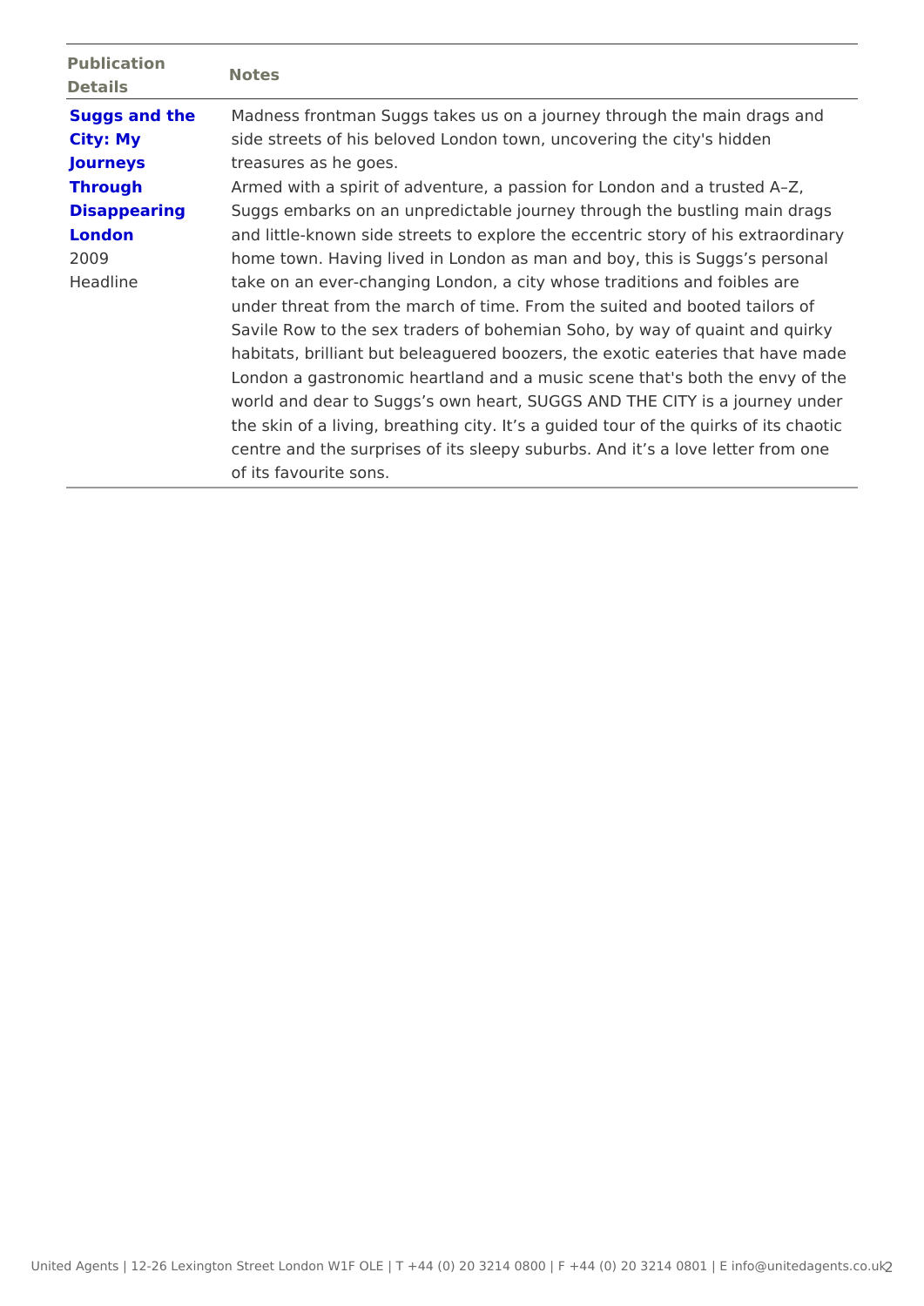| Publication Details | Notes |
| --- | --- |
| **Suggs and the City: My Journeys Through Disappearing London**<br>2009<br>Headline | Madness frontman Suggs takes us on a journey through the main drags and side streets of his beloved London town, uncovering the city's hidden treasures as he goes.<br>Armed with a spirit of adventure, a passion for London and a trusted A–Z, Suggs embarks on an unpredictable journey through the bustling main drags and little-known side streets to explore the eccentric story of his extraordinary home town. Having lived in London as man and boy, this is Suggs's personal take on an ever-changing London, a city whose traditions and foibles are under threat from the march of time. From the suited and booted tailors of Savile Row to the sex traders of bohemian Soho, by way of quaint and quirky habitats, brilliant but beleaguered boozers, the exotic eateries that have made London a gastronomic heartland and a music scene that's both the envy of the world and dear to Suggs's own heart, SUGGS AND THE CITY is a journey under the skin of a living, breathing city. It's a guided tour of the quirks of its chaotic centre and the surprises of its sleepy suburbs. And it's a love letter from one of its favourite sons. |